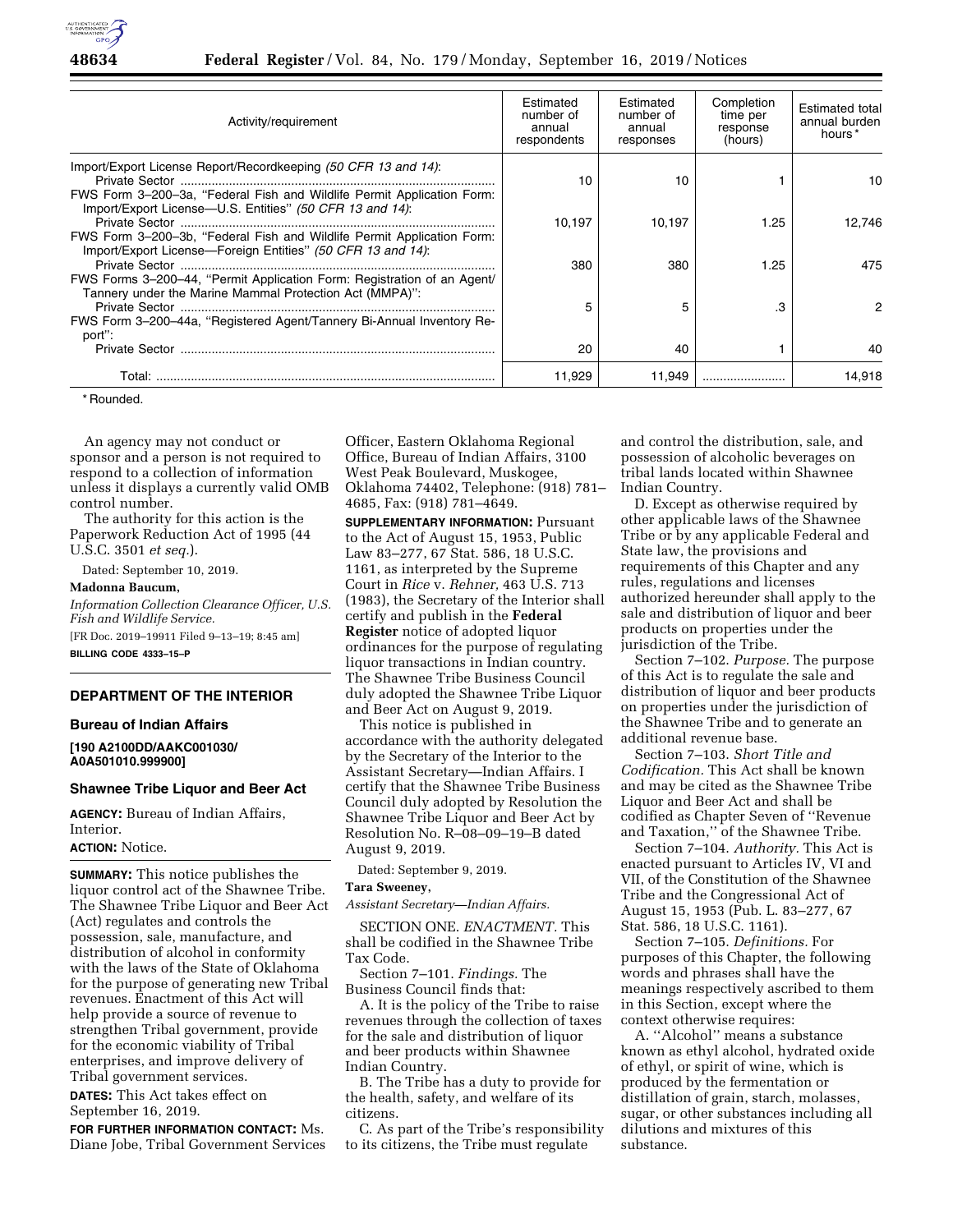| Activity/requirement | Estimated number of annual respondents | Estimated number of annual responses | Completion time per response (hours) | Estimated total annual burden hours* |
|---|---|---|---|---|
| Import/Export License Report/Recordkeeping *(50 CFR 13 and 14)*: | | | | |
| Private Sector | 10 | 10 | 1 | 10 |
| FWS Form 3–200–3a, ''Federal Fish and Wildlife Permit Application Form: Import/Export License—U.S. Entities'' *(50 CFR 13 and 14)*: | | | | |
| Private Sector | 10,197 | 10,197 | 1.25 | 12,746 |
| FWS Form 3–200–3b, ''Federal Fish and Wildlife Permit Application Form: Import/Export License—Foreign Entities'' *(50 CFR 13 and 14)*: | | | | |
| Private Sector | 380 | 380 | 1.25 | 475 |
| FWS Forms 3–200–44, ''Permit Application Form: Registration of an Agent/ Tannery under the Marine Mammal Protection Act (MMPA)'': | | | | |
| Private Sector | 5 | 5 | .3 | 2 |
| FWS Form 3–200–44a, ''Registered Agent/Tannery Bi-Annual Inventory Report'': | | | | |
| Private Sector | 20 | 40 | 1 | 40 |
| Total: | 11,929 | 11,949 | | 14,918 |

\* Rounded.

An agency may not conduct or sponsor and a person is not required to respond to a collection of information unless it displays a currently valid OMB control number.

The authority for this action is the Paperwork Reduction Act of 1995 (44 U.S.C. 3501 *et seq.*).

Dated: September 10, 2019.

**Madonna Baucum,**

*Information Collection Clearance Officer, U.S. Fish and Wildlife Service.*

[FR Doc. 2019–19911 Filed 9–13–19; 8:45 am]

**BILLING CODE 4333–15–P**

## DEPARTMENT OF THE INTERIOR

### Bureau of Indian Affairs

**[190 A2100DD/AAKC001030/ A0A501010.999900]**

### Shawnee Tribe Liquor and Beer Act

**AGENCY:** Bureau of Indian Affairs, Interior.

**ACTION:** Notice.

**SUMMARY:** This notice publishes the liquor control act of the Shawnee Tribe. The Shawnee Tribe Liquor and Beer Act (Act) regulates and controls the possession, sale, manufacture, and distribution of alcohol in conformity with the laws of the State of Oklahoma for the purpose of generating new Tribal revenues. Enactment of this Act will help provide a source of revenue to strengthen Tribal government, provide for the economic viability of Tribal enterprises, and improve delivery of Tribal government services.

**DATES:** This Act takes effect on September 16, 2019.

**FOR FURTHER INFORMATION CONTACT:** Ms. Diane Jobe, Tribal Government Services Officer, Eastern Oklahoma Regional Office, Bureau of Indian Affairs, 3100 West Peak Boulevard, Muskogee, Oklahoma 74402, Telephone: (918) 781–4685, Fax: (918) 781–4649.

**SUPPLEMENTARY INFORMATION:** Pursuant to the Act of August 15, 1953, Public Law 83–277, 67 Stat. 586, 18 U.S.C. 1161, as interpreted by the Supreme Court in *Rice* v. *Rehner,* 463 U.S. 713 (1983), the Secretary of the Interior shall certify and publish in the **Federal Register** notice of adopted liquor ordinances for the purpose of regulating liquor transactions in Indian country. The Shawnee Tribe Business Council duly adopted the Shawnee Tribe Liquor and Beer Act on August 9, 2019.

This notice is published in accordance with the authority delegated by the Secretary of the Interior to the Assistant Secretary—Indian Affairs. I certify that the Shawnee Tribe Business Council duly adopted by Resolution the Shawnee Tribe Liquor and Beer Act by Resolution No. R–08–09–19–B dated August 9, 2019.

Dated: September 9, 2019.

**Tara Sweeney,**

*Assistant Secretary—Indian Affairs.*

SECTION ONE. *ENACTMENT.* This shall be codified in the Shawnee Tribe Tax Code.

Section 7–101. *Findings.* The Business Council finds that:

A. It is the policy of the Tribe to raise revenues through the collection of taxes for the sale and distribution of liquor and beer products within Shawnee Indian Country.

B. The Tribe has a duty to provide for the health, safety, and welfare of its citizens.

C. As part of the Tribe's responsibility to its citizens, the Tribe must regulate and control the distribution, sale, and possession of alcoholic beverages on tribal lands located within Shawnee Indian Country.

D. Except as otherwise required by other applicable laws of the Shawnee Tribe or by any applicable Federal and State law, the provisions and requirements of this Chapter and any rules, regulations and licenses authorized hereunder shall apply to the sale and distribution of liquor and beer products on properties under the jurisdiction of the Tribe.

Section 7–102. *Purpose.* The purpose of this Act is to regulate the sale and distribution of liquor and beer products on properties under the jurisdiction of the Shawnee Tribe and to generate an additional revenue base.

Section 7–103. *Short Title and Codification.* This Act shall be known and may be cited as the Shawnee Tribe Liquor and Beer Act and shall be codified as Chapter Seven of ''Revenue and Taxation,'' of the Shawnee Tribe.

Section 7–104. *Authority.* This Act is enacted pursuant to Articles IV, VI and VII, of the Constitution of the Shawnee Tribe and the Congressional Act of August 15, 1953 (Pub. L. 83–277, 67 Stat. 586, 18 U.S.C. 1161).

Section 7–105. *Definitions.* For purposes of this Chapter, the following words and phrases shall have the meanings respectively ascribed to them in this Section, except where the context otherwise requires:

A. ''Alcohol'' means a substance known as ethyl alcohol, hydrated oxide of ethyl, or spirit of wine, which is produced by the fermentation or distillation of grain, starch, molasses, sugar, or other substances including all dilutions and mixtures of this substance.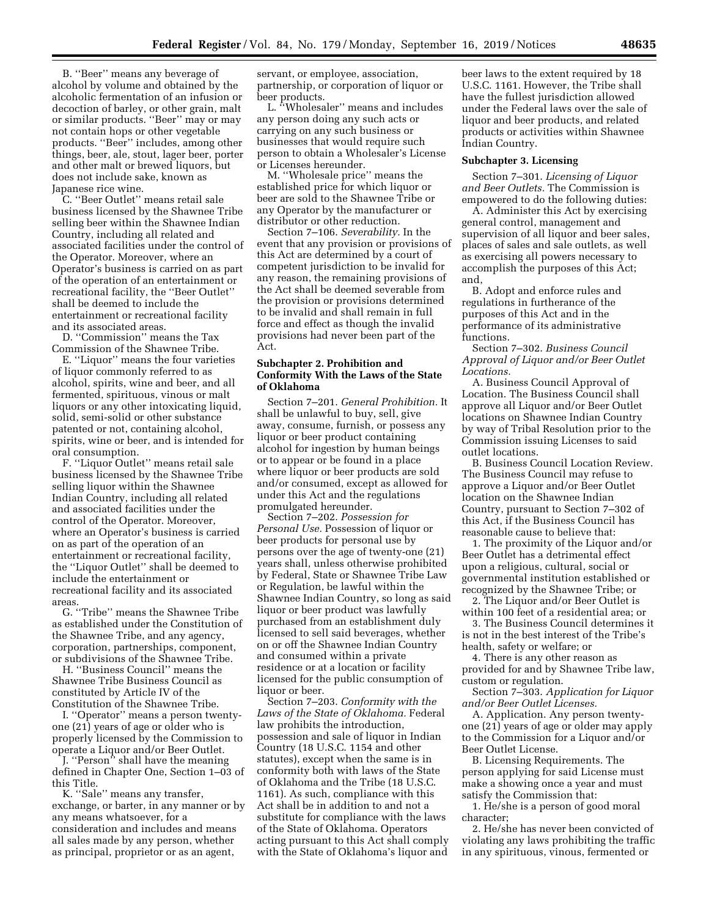B. ''Beer'' means any beverage of alcohol by volume and obtained by the alcoholic fermentation of an infusion or decoction of barley, or other grain, malt or similar products. ''Beer'' may or may not contain hops or other vegetable products. ''Beer'' includes, among other things, beer, ale, stout, lager beer, porter and other malt or brewed liquors, but does not include sake, known as Japanese rice wine.

C. ''Beer Outlet'' means retail sale business licensed by the Shawnee Tribe selling beer within the Shawnee Indian Country, including all related and associated facilities under the control of the Operator. Moreover, where an Operator's business is carried on as part of the operation of an entertainment or recreational facility, the ''Beer Outlet'' shall be deemed to include the entertainment or recreational facility and its associated areas.

D. ''Commission'' means the Tax Commission of the Shawnee Tribe.

E. ''Liquor'' means the four varieties of liquor commonly referred to as alcohol, spirits, wine and beer, and all fermented, spirituous, vinous or malt liquors or any other intoxicating liquid, solid, semi-solid or other substance patented or not, containing alcohol, spirits, wine or beer, and is intended for oral consumption.

F. ''Liquor Outlet'' means retail sale business licensed by the Shawnee Tribe selling liquor within the Shawnee Indian Country, including all related and associated facilities under the control of the Operator. Moreover, where an Operator's business is carried on as part of the operation of an entertainment or recreational facility, the ''Liquor Outlet'' shall be deemed to include the entertainment or recreational facility and its associated areas.

G. ''Tribe'' means the Shawnee Tribe as established under the Constitution of the Shawnee Tribe, and any agency, corporation, partnerships, component, or subdivisions of the Shawnee Tribe.

H. ''Business Council'' means the Shawnee Tribe Business Council as constituted by Article IV of the Constitution of the Shawnee Tribe.

I. ''Operator'' means a person twenty-one (21) years of age or older who is properly licensed by the Commission to operate a Liquor and/or Beer Outlet.

J. ''Person'' shall have the meaning defined in Chapter One, Section 1–03 of this Title.

K. ''Sale'' means any transfer, exchange, or barter, in any manner or by any means whatsoever, for a consideration and includes and means all sales made by any person, whether as principal, proprietor or as an agent, servant, or employee, association, partnership, or corporation of liquor or beer products.

L. ''Wholesaler'' means and includes any person doing any such acts or carrying on any such business or businesses that would require such person to obtain a Wholesaler's License or Licenses hereunder.

M. ''Wholesale price'' means the established price for which liquor or beer are sold to the Shawnee Tribe or any Operator by the manufacturer or distributor or other reduction.

Section 7–106. *Severability.* In the event that any provision or provisions of this Act are determined by a court of competent jurisdiction to be invalid for any reason, the remaining provisions of the Act shall be deemed severable from the provision or provisions determined to be invalid and shall remain in full force and effect as though the invalid provisions had never been part of the Act.

**Subchapter 2. Prohibition and Conformity With the Laws of the State of Oklahoma**

Section 7–201. *General Prohibition.* It shall be unlawful to buy, sell, give away, consume, furnish, or possess any liquor or beer product containing alcohol for ingestion by human beings or to appear or be found in a place where liquor or beer products are sold and/or consumed, except as allowed for under this Act and the regulations promulgated hereunder.

Section 7–202. *Possession for Personal Use.* Possession of liquor or beer products for personal use by persons over the age of twenty-one (21) years shall, unless otherwise prohibited by Federal, State or Shawnee Tribe Law or Regulation, be lawful within the Shawnee Indian Country, so long as said liquor or beer product was lawfully purchased from an establishment duly licensed to sell said beverages, whether on or off the Shawnee Indian Country and consumed within a private residence or at a location or facility licensed for the public consumption of liquor or beer.

Section 7–203. *Conformity with the Laws of the State of Oklahoma.* Federal law prohibits the introduction, possession and sale of liquor in Indian Country (18 U.S.C. 1154 and other statutes), except when the same is in conformity both with laws of the State of Oklahoma and the Tribe (18 U.S.C. 1161). As such, compliance with this Act shall be in addition to and not a substitute for compliance with the laws of the State of Oklahoma. Operators acting pursuant to this Act shall comply with the State of Oklahoma's liquor and beer laws to the extent required by 18 U.S.C. 1161. However, the Tribe shall have the fullest jurisdiction allowed under the Federal laws over the sale of liquor and beer products, and related products or activities within Shawnee Indian Country.

**Subchapter 3. Licensing**

Section 7–301. *Licensing of Liquor and Beer Outlets.* The Commission is empowered to do the following duties:

A. Administer this Act by exercising general control, management and supervision of all liquor and beer sales, places of sales and sale outlets, as well as exercising all powers necessary to accomplish the purposes of this Act; and,

B. Adopt and enforce rules and regulations in furtherance of the purposes of this Act and in the performance of its administrative functions.

Section 7–302. *Business Council Approval of Liquor and/or Beer Outlet Locations.*

A. Business Council Approval of Location. The Business Council shall approve all Liquor and/or Beer Outlet locations on Shawnee Indian Country by way of Tribal Resolution prior to the Commission issuing Licenses to said outlet locations.

B. Business Council Location Review. The Business Council may refuse to approve a Liquor and/or Beer Outlet location on the Shawnee Indian Country, pursuant to Section 7–302 of this Act, if the Business Council has reasonable cause to believe that:

1. The proximity of the Liquor and/or Beer Outlet has a detrimental effect upon a religious, cultural, social or governmental institution established or recognized by the Shawnee Tribe; or

2. The Liquor and/or Beer Outlet is within 100 feet of a residential area; or

3. The Business Council determines it is not in the best interest of the Tribe's health, safety or welfare; or

4. There is any other reason as provided for and by Shawnee Tribe law, custom or regulation.

Section 7–303. *Application for Liquor and/or Beer Outlet Licenses.*

A. Application. Any person twenty-one (21) years of age or older may apply to the Commission for a Liquor and/or Beer Outlet License.

B. Licensing Requirements. The person applying for said License must make a showing once a year and must satisfy the Commission that:

1. He/she is a person of good moral character;

2. He/she has never been convicted of violating any laws prohibiting the traffic in any spirituous, vinous, fermented or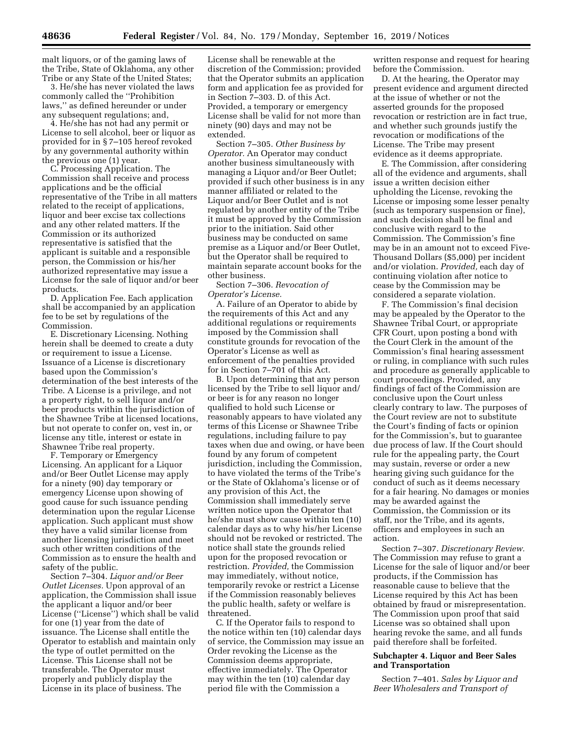malt liquors, or of the gaming laws of the Tribe, State of Oklahoma, any other Tribe or any State of the United States;

3. He/she has never violated the laws commonly called the ''Prohibition laws,'' as defined hereunder or under any subsequent regulations; and,

4. He/she has not had any permit or License to sell alcohol, beer or liquor as provided for in § 7–105 hereof revoked by any governmental authority within the previous one (1) year.

C. Processing Application. The Commission shall receive and process applications and be the official representative of the Tribe in all matters related to the receipt of applications, liquor and beer excise tax collections and any other related matters. If the Commission or its authorized representative is satisfied that the applicant is suitable and a responsible person, the Commission or his/her authorized representative may issue a License for the sale of liquor and/or beer products.

D. Application Fee. Each application shall be accompanied by an application fee to be set by regulations of the Commission.

E. Discretionary Licensing. Nothing herein shall be deemed to create a duty or requirement to issue a License. Issuance of a License is discretionary based upon the Commission's determination of the best interests of the Tribe. A License is a privilege, and not a property right, to sell liquor and/or beer products within the jurisdiction of the Shawnee Tribe at licensed locations, but not operate to confer on, vest in, or license any title, interest or estate in Shawnee Tribe real property.

F. Temporary or Emergency Licensing. An applicant for a Liquor and/or Beer Outlet License may apply for a ninety (90) day temporary or emergency License upon showing of good cause for such issuance pending determination upon the regular License application. Such applicant must show they have a valid similar license from another licensing jurisdiction and meet such other written conditions of the Commission as to ensure the health and safety of the public.

Section 7–304. *Liquor and/or Beer Outlet Licenses.* Upon approval of an application, the Commission shall issue the applicant a liquor and/or beer License (''License'') which shall be valid for one (1) year from the date of issuance. The License shall entitle the Operator to establish and maintain only the type of outlet permitted on the License. This License shall not be transferable. The Operator must properly and publicly display the License in its place of business. The License shall be renewable at the discretion of the Commission; provided that the Operator submits an application form and application fee as provided for in Section 7–303. D. of this Act. Provided, a temporary or emergency License shall be valid for not more than ninety (90) days and may not be extended.

Section 7–305. *Other Business by Operator.* An Operator may conduct another business simultaneously with managing a Liquor and/or Beer Outlet; provided if such other business is in any manner affiliated or related to the Liquor and/or Beer Outlet and is not regulated by another entity of the Tribe it must be approved by the Commission prior to the initiation. Said other business may be conducted on same premise as a Liquor and/or Beer Outlet, but the Operator shall be required to maintain separate account books for the other business.

Section 7–306. *Revocation of Operator's License.*

A. Failure of an Operator to abide by the requirements of this Act and any additional regulations or requirements imposed by the Commission shall constitute grounds for revocation of the Operator's License as well as enforcement of the penalties provided for in Section 7–701 of this Act.

B. Upon determining that any person licensed by the Tribe to sell liquor and/or beer is for any reason no longer qualified to hold such License or reasonably appears to have violated any terms of this License or Shawnee Tribe regulations, including failure to pay taxes when due and owing, or have been found by any forum of competent jurisdiction, including the Commission, to have violated the terms of the Tribe's or the State of Oklahoma's license or of any provision of this Act, the Commission shall immediately serve written notice upon the Operator that he/she must show cause within ten (10) calendar days as to why his/her License should not be revoked or restricted. The notice shall state the grounds relied upon for the proposed revocation or restriction. *Provided,* the Commission may immediately, without notice, temporarily revoke or restrict a License if the Commission reasonably believes the public health, safety or welfare is threatened.

C. If the Operator fails to respond to the notice within ten (10) calendar days of service, the Commission may issue an Order revoking the License as the Commission deems appropriate, effective immediately. The Operator may within the ten (10) calendar day period file with the Commission a written response and request for hearing before the Commission.

D. At the hearing, the Operator may present evidence and argument directed at the issue of whether or not the asserted grounds for the proposed revocation or restriction are in fact true, and whether such grounds justify the revocation or modifications of the License. The Tribe may present evidence as it deems appropriate.

E. The Commission, after considering all of the evidence and arguments, shall issue a written decision either upholding the License, revoking the License or imposing some lesser penalty (such as temporary suspension or fine), and such decision shall be final and conclusive with regard to the Commission. The Commission's fine may be in an amount not to exceed Five-Thousand Dollars ($5,000) per incident and/or violation. *Provided,* each day of continuing violation after notice to cease by the Commission may be considered a separate violation.

F. The Commission's final decision may be appealed by the Operator to the Shawnee Tribal Court, or appropriate CFR Court, upon posting a bond with the Court Clerk in the amount of the Commission's final hearing assessment or ruling, in compliance with such rules and procedure as generally applicable to court proceedings. Provided, any findings of fact of the Commission are conclusive upon the Court unless clearly contrary to law. The purposes of the Court review are not to substitute the Court's finding of facts or opinion for the Commission's, but to guarantee due process of law. If the Court should rule for the appealing party, the Court may sustain, reverse or order a new hearing giving such guidance for the conduct of such as it deems necessary for a fair hearing. No damages or monies may be awarded against the Commission, the Commission or its staff, nor the Tribe, and its agents, officers and employees in such an action.

Section 7–307. *Discretionary Review.* The Commission may refuse to grant a License for the sale of liquor and/or beer products, if the Commission has reasonable cause to believe that the License required by this Act has been obtained by fraud or misrepresentation. The Commission upon proof that said License was so obtained shall upon hearing revoke the same, and all funds paid therefore shall be forfeited.

**Subchapter 4. Liquor and Beer Sales and Transportation**

Section 7–401. *Sales by Liquor and Beer Wholesalers and Transport of*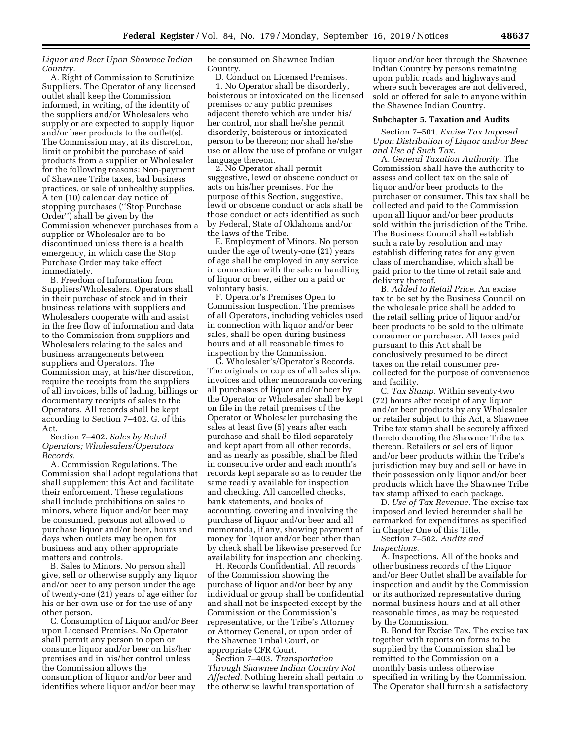*Liquor and Beer Upon Shawnee Indian Country.*

A. Right of Commission to Scrutinize Suppliers. The Operator of any licensed outlet shall keep the Commission informed, in writing, of the identity of the suppliers and/or Wholesalers who supply or are expected to supply liquor and/or beer products to the outlet(s). The Commission may, at its discretion, limit or prohibit the purchase of said products from a supplier or Wholesaler for the following reasons: Non-payment of Shawnee Tribe taxes, bad business practices, or sale of unhealthy supplies. A ten (10) calendar day notice of stopping purchases (''Stop Purchase Order'') shall be given by the Commission whenever purchases from a supplier or Wholesaler are to be discontinued unless there is a health emergency, in which case the Stop Purchase Order may take effect immediately.

B. Freedom of Information from Suppliers/Wholesalers. Operators shall in their purchase of stock and in their business relations with suppliers and Wholesalers cooperate with and assist in the free flow of information and data to the Commission from suppliers and Wholesalers relating to the sales and business arrangements between suppliers and Operators. The Commission may, at his/her discretion, require the receipts from the suppliers of all invoices, bills of lading, billings or documentary receipts of sales to the Operators. All records shall be kept according to Section 7–402. G. of this Act.

Section 7–402. *Sales by Retail Operators; Wholesalers/Operators Records.*

A. Commission Regulations. The Commission shall adopt regulations that shall supplement this Act and facilitate their enforcement. These regulations shall include prohibitions on sales to minors, where liquor and/or beer may be consumed, persons not allowed to purchase liquor and/or beer, hours and days when outlets may be open for business and any other appropriate matters and controls.

B. Sales to Minors. No person shall give, sell or otherwise supply any liquor and/or beer to any person under the age of twenty-one (21) years of age either for his or her own use or for the use of any other person.

C. Consumption of Liquor and/or Beer upon Licensed Premises. No Operator shall permit any person to open or consume liquor and/or beer on his/her premises and in his/her control unless the Commission allows the consumption of liquor and/or beer and identifies where liquor and/or beer may be consumed on Shawnee Indian Country.

D. Conduct on Licensed Premises.

1. No Operator shall be disorderly, boisterous or intoxicated on the licensed premises or any public premises adjacent thereto which are under his/her control, nor shall he/she permit disorderly, boisterous or intoxicated person to be thereon; nor shall he/she use or allow the use of profane or vulgar language thereon.

2. No Operator shall permit suggestive, lewd or obscene conduct or acts on his/her premises. For the purpose of this Section, suggestive, lewd or obscene conduct or acts shall be those conduct or acts identified as such by Federal, State of Oklahoma and/or the laws of the Tribe.

E. Employment of Minors. No person under the age of twenty-one (21) years of age shall be employed in any service in connection with the sale or handling of liquor or beer, either on a paid or voluntary basis.

F. Operator's Premises Open to Commission Inspection. The premises of all Operators, including vehicles used in connection with liquor and/or beer sales, shall be open during business hours and at all reasonable times to inspection by the Commission.

G. Wholesaler's/Operator's Records. The originals or copies of all sales slips, invoices and other memoranda covering all purchases of liquor and/or beer by the Operator or Wholesaler shall be kept on file in the retail premises of the Operator or Wholesaler purchasing the sales at least five (5) years after each purchase and shall be filed separately and kept apart from all other records, and as nearly as possible, shall be filed in consecutive order and each month's records kept separate so as to render the same readily available for inspection and checking. All cancelled checks, bank statements, and books of accounting, covering and involving the purchase of liquor and/or beer and all memoranda, if any, showing payment of money for liquor and/or beer other than by check shall be likewise preserved for availability for inspection and checking.

H. Records Confidential. All records of the Commission showing the purchase of liquor and/or beer by any individual or group shall be confidential and shall not be inspected except by the Commission or the Commission's representative, or the Tribe's Attorney or Attorney General, or upon order of the Shawnee Tribal Court, or appropriate CFR Court.

Section 7–403. *Transportation Through Shawnee Indian Country Not Affected.* Nothing herein shall pertain to the otherwise lawful transportation of liquor and/or beer through the Shawnee Indian Country by persons remaining upon public roads and highways and where such beverages are not delivered, sold or offered for sale to anyone within the Shawnee Indian Country.

**Subchapter 5. Taxation and Audits**

Section 7–501. *Excise Tax Imposed Upon Distribution of Liquor and/or Beer and Use of Such Tax.*

A. *General Taxation Authority.* The Commission shall have the authority to assess and collect tax on the sale of liquor and/or beer products to the purchaser or consumer. This tax shall be collected and paid to the Commission upon all liquor and/or beer products sold within the jurisdiction of the Tribe. The Business Council shall establish such a rate by resolution and may establish differing rates for any given class of merchandise, which shall be paid prior to the time of retail sale and delivery thereof.

B. *Added to Retail Price.* An excise tax to be set by the Business Council on the wholesale price shall be added to the retail selling price of liquor and/or beer products to be sold to the ultimate consumer or purchaser. All taxes paid pursuant to this Act shall be conclusively presumed to be direct taxes on the retail consumer pre-collected for the purpose of convenience and facility.

C. *Tax Stamp.* Within seventy-two (72) hours after receipt of any liquor and/or beer products by any Wholesaler or retailer subject to this Act, a Shawnee Tribe tax stamp shall be securely affixed thereto denoting the Shawnee Tribe tax thereon. Retailers or sellers of liquor and/or beer products within the Tribe's jurisdiction may buy and sell or have in their possession only liquor and/or beer products which have the Shawnee Tribe tax stamp affixed to each package.

D. *Use of Tax Revenue.* The excise tax imposed and levied hereunder shall be earmarked for expenditures as specified in Chapter One of this Title.

Section 7–502. *Audits and Inspections.*

A. Inspections. All of the books and other business records of the Liquor and/or Beer Outlet shall be available for inspection and audit by the Commission or its authorized representative during normal business hours and at all other reasonable times, as may be requested by the Commission.

B. Bond for Excise Tax. The excise tax together with reports on forms to be supplied by the Commission shall be remitted to the Commission on a monthly basis unless otherwise specified in writing by the Commission. The Operator shall furnish a satisfactory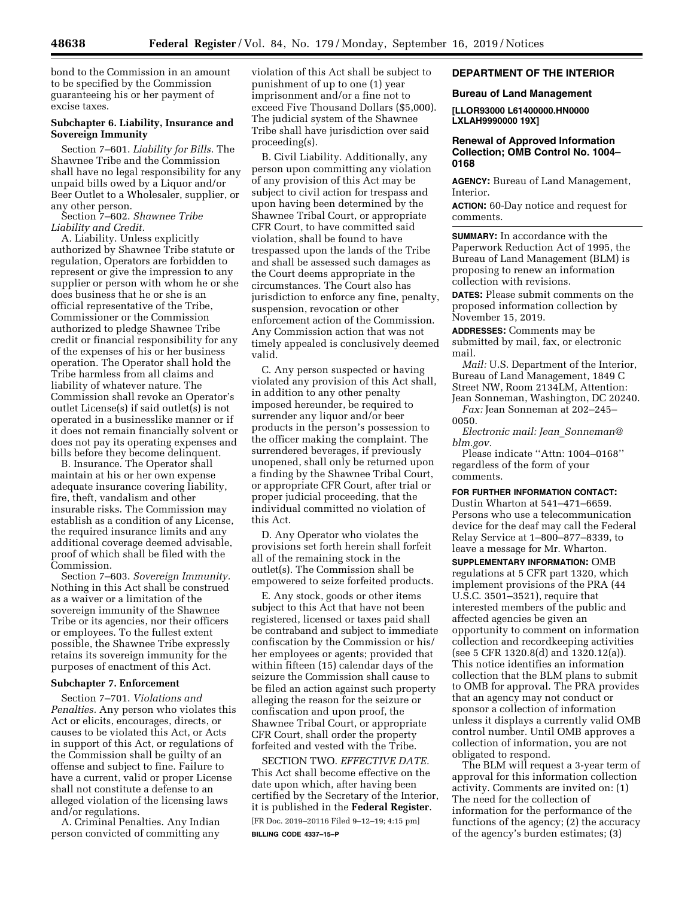bond to the Commission in an amount to be specified by the Commission guaranteeing his or her payment of excise taxes.

**Subchapter 6. Liability, Insurance and Sovereign Immunity**

Section 7–601. *Liability for Bills.* The Shawnee Tribe and the Commission shall have no legal responsibility for any unpaid bills owed by a Liquor and/or Beer Outlet to a Wholesaler, supplier, or any other person.

Section 7–602. *Shawnee Tribe Liability and Credit.*

A. Liability. Unless explicitly authorized by Shawnee Tribe statute or regulation, Operators are forbidden to represent or give the impression to any supplier or person with whom he or she does business that he or she is an official representative of the Tribe, Commissioner or the Commission authorized to pledge Shawnee Tribe credit or financial responsibility for any of the expenses of his or her business operation. The Operator shall hold the Tribe harmless from all claims and liability of whatever nature. The Commission shall revoke an Operator's outlet License(s) if said outlet(s) is not operated in a businesslike manner or if it does not remain financially solvent or does not pay its operating expenses and bills before they become delinquent.

B. Insurance. The Operator shall maintain at his or her own expense adequate insurance covering liability, fire, theft, vandalism and other insurable risks. The Commission may establish as a condition of any License, the required insurance limits and any additional coverage deemed advisable, proof of which shall be filed with the Commission.

Section 7–603. *Sovereign Immunity.* Nothing in this Act shall be construed as a waiver or a limitation of the sovereign immunity of the Shawnee Tribe or its agencies, nor their officers or employees. To the fullest extent possible, the Shawnee Tribe expressly retains its sovereign immunity for the purposes of enactment of this Act.

**Subchapter 7. Enforcement**

Section 7–701. *Violations and Penalties.* Any person who violates this Act or elicits, encourages, directs, or causes to be violated this Act, or Acts in support of this Act, or regulations of the Commission shall be guilty of an offense and subject to fine. Failure to have a current, valid or proper License shall not constitute a defense to an alleged violation of the licensing laws and/or regulations.

A. Criminal Penalties. Any Indian person convicted of committing any violation of this Act shall be subject to punishment of up to one (1) year imprisonment and/or a fine not to exceed Five Thousand Dollars ($5,000). The judicial system of the Shawnee Tribe shall have jurisdiction over said proceeding(s).

B. Civil Liability. Additionally, any person upon committing any violation of any provision of this Act may be subject to civil action for trespass and upon having been determined by the Shawnee Tribal Court, or appropriate CFR Court, to have committed said violation, shall be found to have trespassed upon the lands of the Tribe and shall be assessed such damages as the Court deems appropriate in the circumstances. The Court also has jurisdiction to enforce any fine, penalty, suspension, revocation or other enforcement action of the Commission. Any Commission action that was not timely appealed is conclusively deemed valid.

C. Any person suspected or having violated any provision of this Act shall, in addition to any other penalty imposed hereunder, be required to surrender any liquor and/or beer products in the person's possession to the officer making the complaint. The surrendered beverages, if previously unopened, shall only be returned upon a finding by the Shawnee Tribal Court, or appropriate CFR Court, after trial or proper judicial proceeding, that the individual committed no violation of this Act.

D. Any Operator who violates the provisions set forth herein shall forfeit all of the remaining stock in the outlet(s). The Commission shall be empowered to seize forfeited products.

E. Any stock, goods or other items subject to this Act that have not been registered, licensed or taxes paid shall be contraband and subject to immediate confiscation by the Commission or his/her employees or agents; provided that within fifteen (15) calendar days of the seizure the Commission shall cause to be filed an action against such property alleging the reason for the seizure or confiscation and upon proof, the Shawnee Tribal Court, or appropriate CFR Court, shall order the property forfeited and vested with the Tribe.

SECTION TWO. *EFFECTIVE DATE.* This Act shall become effective on the date upon which, after having been certified by the Secretary of the Interior, it is published in the **Federal Register**.

[FR Doc. 2019–20116 Filed 9–12–19; 4:15 pm]

**BILLING CODE 4337–15–P**

## DEPARTMENT OF THE INTERIOR

### Bureau of Land Management

**[LLOR93000 L61400000.HN0000 LXLAH9990000 19X]**

### Renewal of Approved Information Collection; OMB Control No. 1004–0168

**AGENCY:** Bureau of Land Management, Interior.

**ACTION:** 60-Day notice and request for comments.

**SUMMARY:** In accordance with the Paperwork Reduction Act of 1995, the Bureau of Land Management (BLM) is proposing to renew an information collection with revisions.

**DATES:** Please submit comments on the proposed information collection by November 15, 2019.

**ADDRESSES:** Comments may be submitted by mail, fax, or electronic mail.

*Mail:* U.S. Department of the Interior, Bureau of Land Management, 1849 C Street NW, Room 2134LM, Attention: Jean Sonneman, Washington, DC 20240.

*Fax:* Jean Sonneman at 202–245–0050.

*Electronic mail: Jean_Sonneman@blm.gov.*

Please indicate ''Attn: 1004–0168'' regardless of the form of your comments.

**FOR FURTHER INFORMATION CONTACT:** Dustin Wharton at 541–471–6659. Persons who use a telecommunication device for the deaf may call the Federal Relay Service at 1–800–877–8339, to leave a message for Mr. Wharton.

**SUPPLEMENTARY INFORMATION:** OMB regulations at 5 CFR part 1320, which implement provisions of the PRA (44 U.S.C. 3501–3521), require that interested members of the public and affected agencies be given an opportunity to comment on information collection and recordkeeping activities (see 5 CFR 1320.8(d) and 1320.12(a)). This notice identifies an information collection that the BLM plans to submit to OMB for approval. The PRA provides that an agency may not conduct or sponsor a collection of information unless it displays a currently valid OMB control number. Until OMB approves a collection of information, you are not obligated to respond.

The BLM will request a 3-year term of approval for this information collection activity. Comments are invited on: (1) The need for the collection of information for the performance of the functions of the agency; (2) the accuracy of the agency's burden estimates; (3)